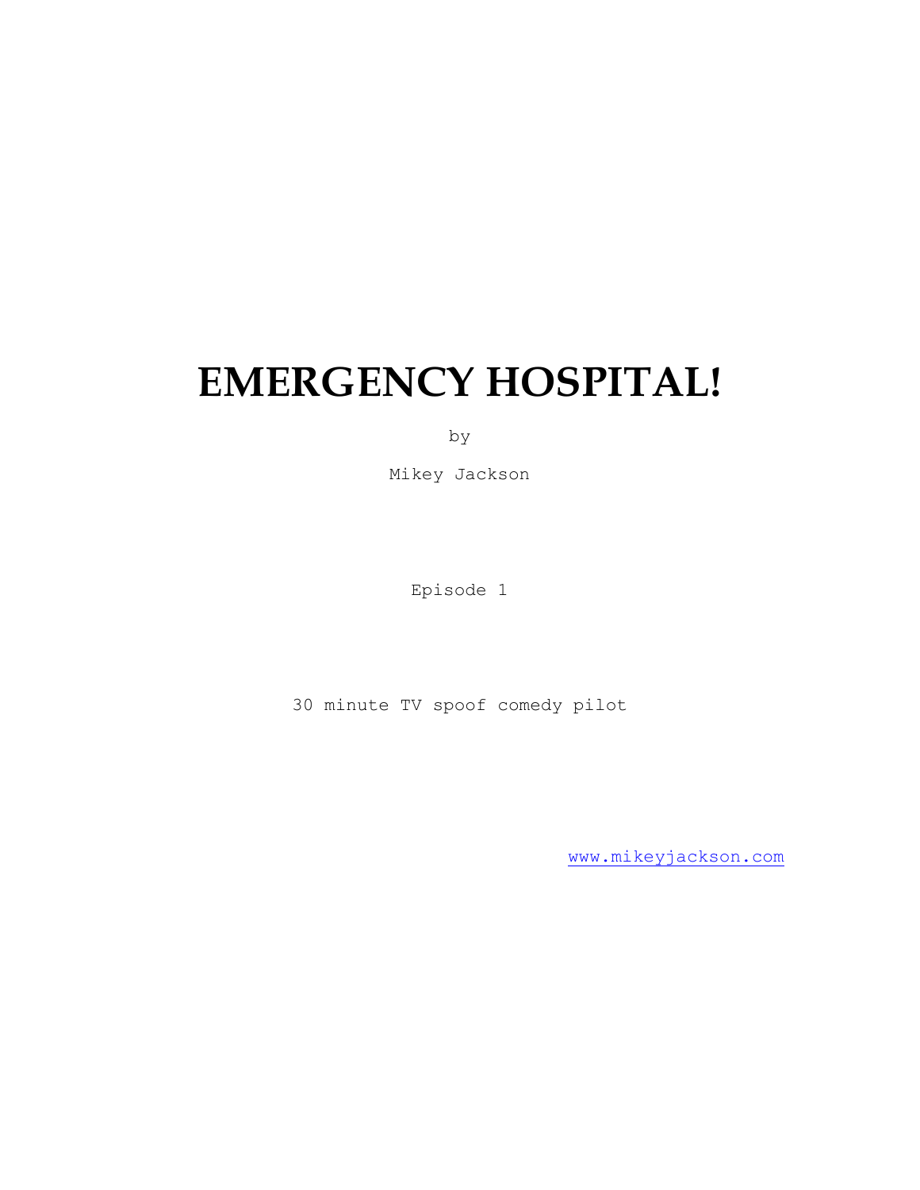# EMERGENCY HOSPITAL!

by

Mikey Jackson

Episode 1

30 minute TV spoof comedy pilot

www.mikeyjackson.com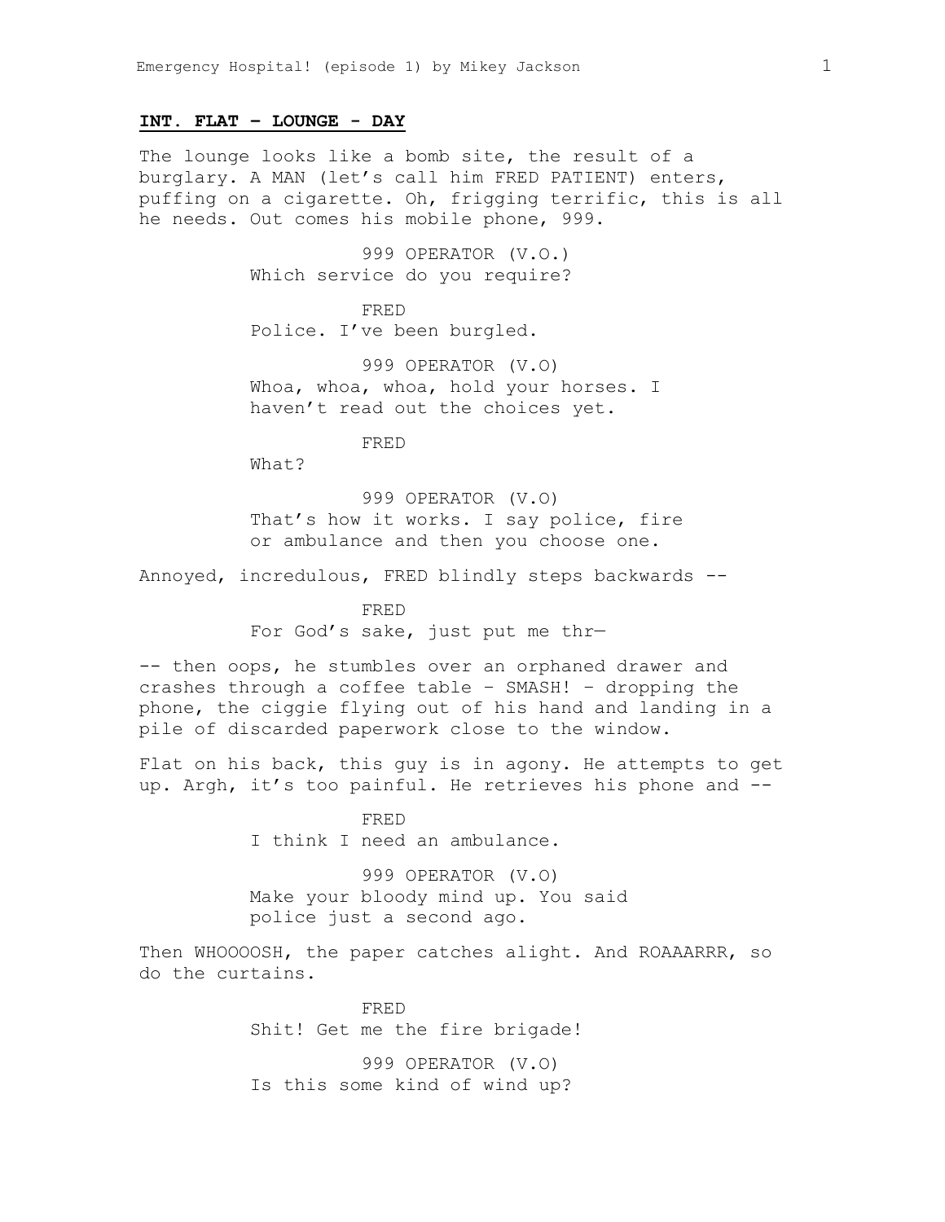**INT. FLAT – LOUNGE - DAY**

The lounge looks like a bomb site, the result of a burglary. A MAN (let's call him FRED PATIENT) enters, puffing on a cigarette. Oh, frigging terrific, this is all he needs. Out comes his mobile phone, 999.

999 OPERATOR (V.O.)
Which service do you require?

FRED
Police. I've been burgled.

999 OPERATOR (V.O)
Whoa, whoa, whoa, hold your horses. I haven't read out the choices yet.

FRED
What?

999 OPERATOR (V.O)
That's how it works. I say police, fire or ambulance and then you choose one.

Annoyed, incredulous, FRED blindly steps backwards --

FRED
For God's sake, just put me thr—

-- then oops, he stumbles over an orphaned drawer and crashes through a coffee table – SMASH! – dropping the phone, the ciggie flying out of his hand and landing in a pile of discarded paperwork close to the window.

Flat on his back, this guy is in agony. He attempts to get up. Argh, it's too painful. He retrieves his phone and --

FRED
I think I need an ambulance.

999 OPERATOR (V.O)
Make your bloody mind up. You said police just a second ago.

Then WHOOOOSH, the paper catches alight. And ROAAARRR, so do the curtains.

FRED
Shit! Get me the fire brigade!

999 OPERATOR (V.O)
Is this some kind of wind up?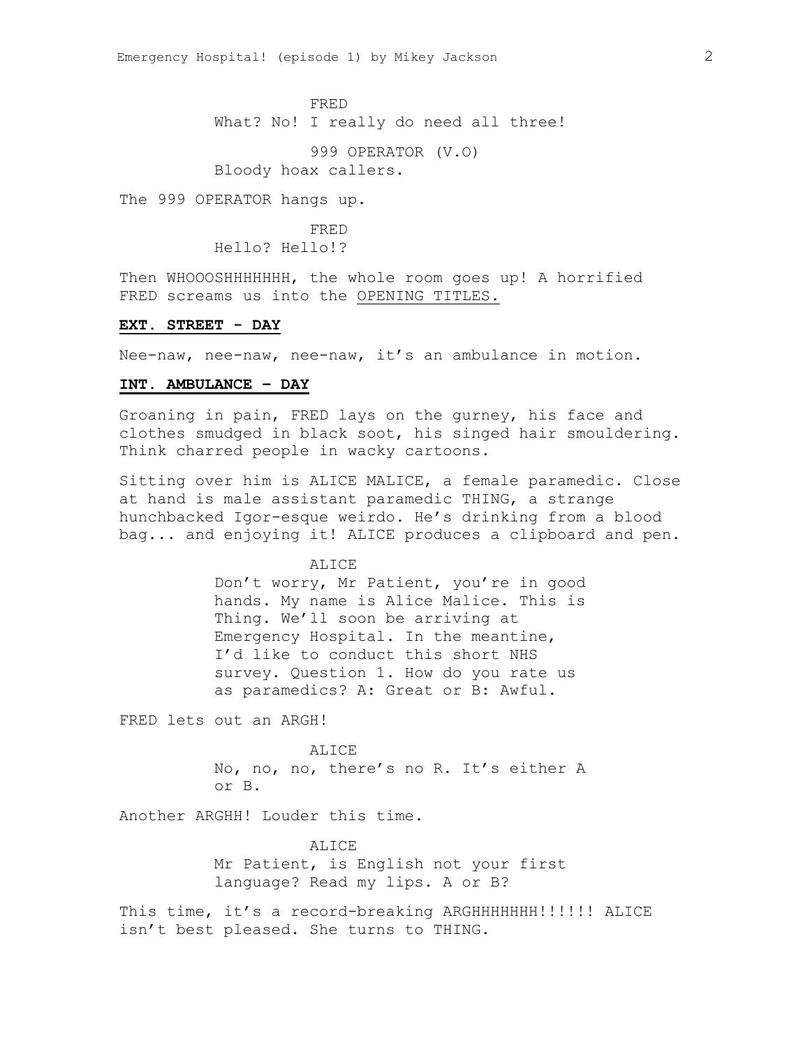FRED
What? No! I really do need all three!

999 OPERATOR (V.O)
Bloody hoax callers.

The 999 OPERATOR hangs up.

FRED
Hello? Hello!?

Then WHOOOSHHHHHHH, the whole room goes up! A horrified FRED screams us into the OPENING TITLES.

**EXT. STREET - DAY**

Nee-naw, nee-naw, nee-naw, it's an ambulance in motion.

**INT. AMBULANCE – DAY**

Groaning in pain, FRED lays on the gurney, his face and clothes smudged in black soot, his singed hair smouldering. Think charred people in wacky cartoons.

Sitting over him is ALICE MALICE, a female paramedic. Close at hand is male assistant paramedic THING, a strange hunchbacked Igor-esque weirdo. He's drinking from a blood bag... and enjoying it! ALICE produces a clipboard and pen.

ALICE
Don't worry, Mr Patient, you're in good hands. My name is Alice Malice. This is Thing. We'll soon be arriving at Emergency Hospital. In the meantine, I'd like to conduct this short NHS survey. Question 1. How do you rate us as paramedics? A: Great or B: Awful.

FRED lets out an ARGH!

ALICE
No, no, no, there's no R. It's either A or B.

Another ARGHH! Louder this time.

ALICE
Mr Patient, is English not your first language? Read my lips. A or B?

This time, it's a record-breaking ARGHHHHHHH!!!!!! ALICE isn't best pleased. She turns to THING.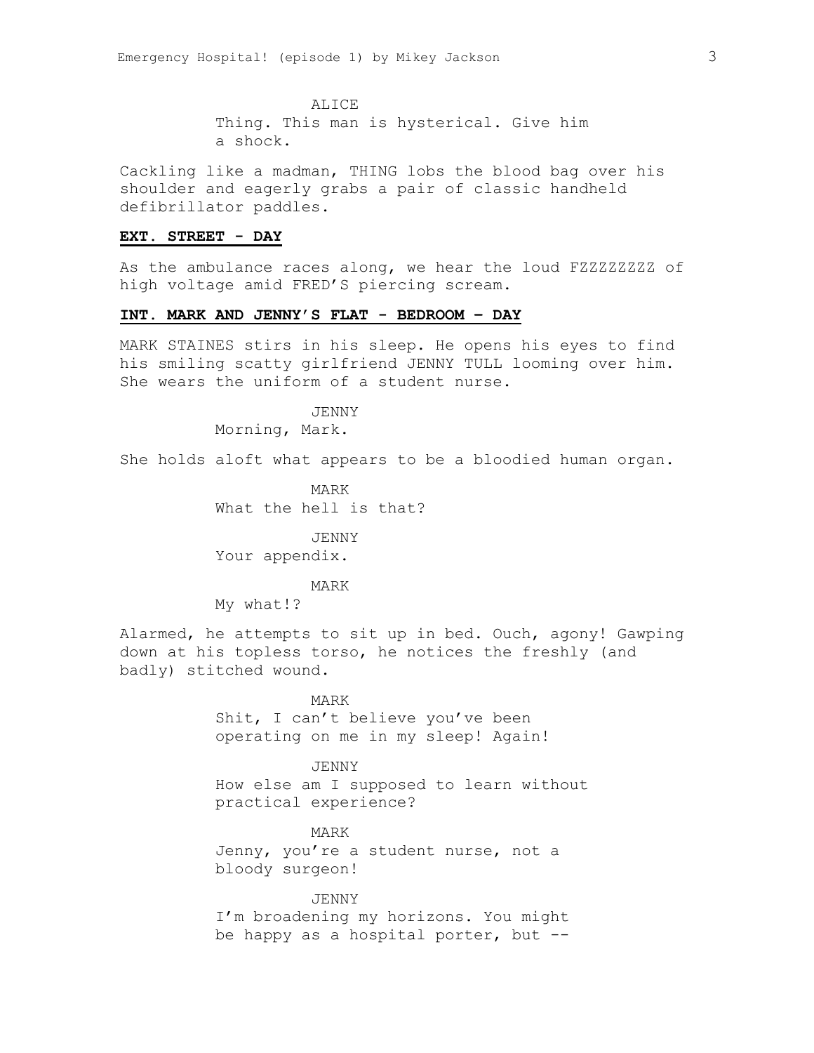ALICE
Thing. This man is hysterical. Give him a shock.

Cackling like a madman, THING lobs the blood bag over his shoulder and eagerly grabs a pair of classic handheld defibrillator paddles.

**EXT. STREET - DAY**

As the ambulance races along, we hear the loud FZZZZZZZZ of high voltage amid FRED'S piercing scream.

**INT. MARK AND JENNY'S FLAT - BEDROOM – DAY**

MARK STAINES stirs in his sleep. He opens his eyes to find his smiling scatty girlfriend JENNY TULL looming over him. She wears the uniform of a student nurse.

JENNY
Morning, Mark.

She holds aloft what appears to be a bloodied human organ.

MARK
What the hell is that?

JENNY
Your appendix.

MARK
My what!?

Alarmed, he attempts to sit up in bed. Ouch, agony! Gawping down at his topless torso, he notices the freshly (and badly) stitched wound.

MARK
Shit, I can't believe you've been operating on me in my sleep! Again!

JENNY
How else am I supposed to learn without practical experience?

MARK
Jenny, you're a student nurse, not a bloody surgeon!

JENNY
I'm broadening my horizons. You might be happy as a hospital porter, but --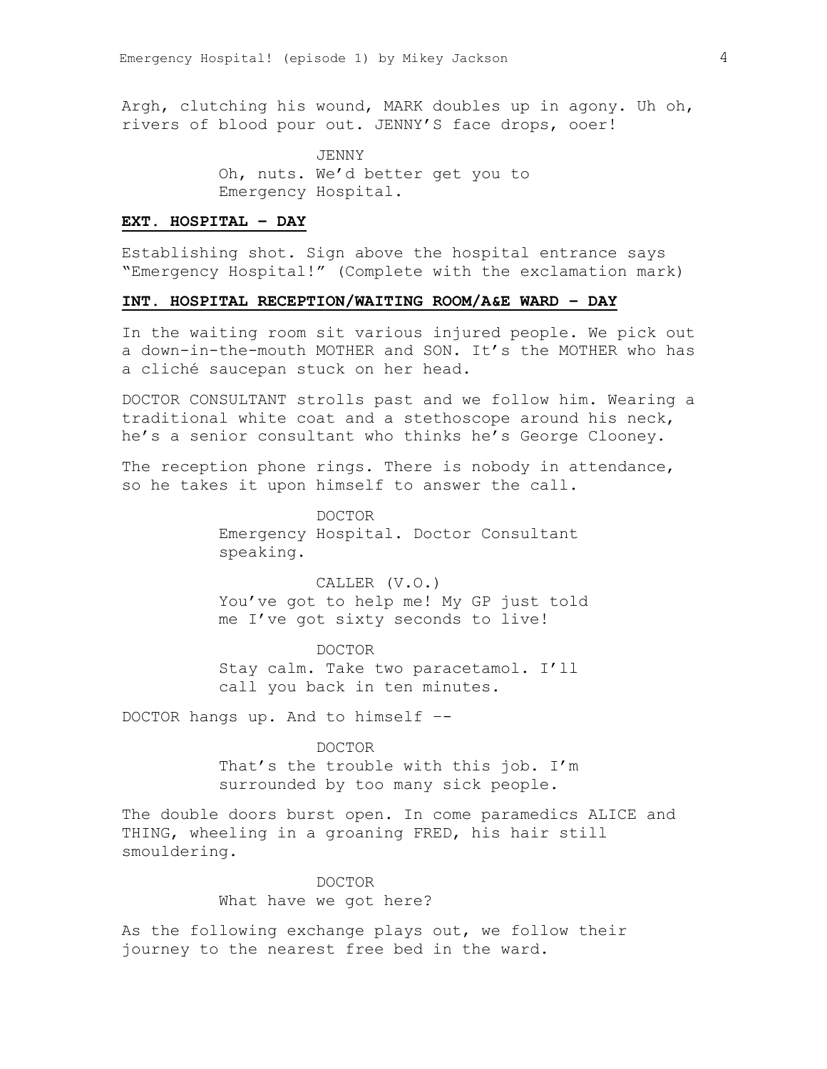Argh, clutching his wound, MARK doubles up in agony. Uh oh, rivers of blood pour out. JENNY'S face drops, ooer!

JENNY
Oh, nuts. We'd better get you to Emergency Hospital.

**EXT. HOSPITAL – DAY**

Establishing shot. Sign above the hospital entrance says "Emergency Hospital!" (Complete with the exclamation mark)

**INT. HOSPITAL RECEPTION/WAITING ROOM/A&E WARD – DAY**

In the waiting room sit various injured people. We pick out a down-in-the-mouth MOTHER and SON. It's the MOTHER who has a cliché saucepan stuck on her head.

DOCTOR CONSULTANT strolls past and we follow him. Wearing a traditional white coat and a stethoscope around his neck, he's a senior consultant who thinks he's George Clooney.

The reception phone rings. There is nobody in attendance, so he takes it upon himself to answer the call.

DOCTOR
Emergency Hospital. Doctor Consultant speaking.

CALLER (V.O.)
You've got to help me! My GP just told me I've got sixty seconds to live!

DOCTOR
Stay calm. Take two paracetamol. I'll call you back in ten minutes.

DOCTOR hangs up. And to himself --

DOCTOR
That's the trouble with this job. I'm surrounded by too many sick people.

The double doors burst open. In come paramedics ALICE and THING, wheeling in a groaning FRED, his hair still smouldering.

DOCTOR
What have we got here?

As the following exchange plays out, we follow their journey to the nearest free bed in the ward.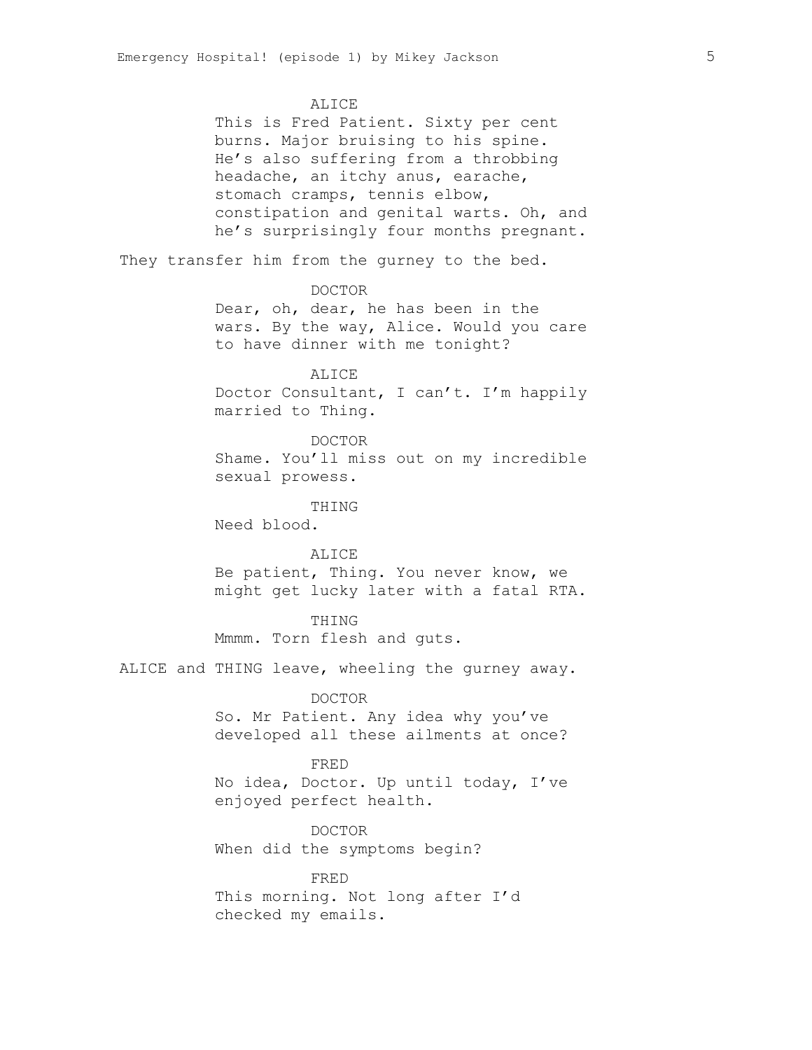ALICE
This is Fred Patient. Sixty per cent burns. Major bruising to his spine. He's also suffering from a throbbing headache, an itchy anus, earache, stomach cramps, tennis elbow, constipation and genital warts. Oh, and he's surprisingly four months pregnant.

They transfer him from the gurney to the bed.

DOCTOR
Dear, oh, dear, he has been in the wars. By the way, Alice. Would you care to have dinner with me tonight?

ALICE
Doctor Consultant, I can't. I'm happily married to Thing.

DOCTOR
Shame. You'll miss out on my incredible sexual prowess.

THING
Need blood.

ALICE
Be patient, Thing. You never know, we might get lucky later with a fatal RTA.

THING
Mmmm. Torn flesh and guts.

ALICE and THING leave, wheeling the gurney away.

DOCTOR
So. Mr Patient. Any idea why you've developed all these ailments at once?

FRED
No idea, Doctor. Up until today, I've enjoyed perfect health.

DOCTOR
When did the symptoms begin?

FRED
This morning. Not long after I'd checked my emails.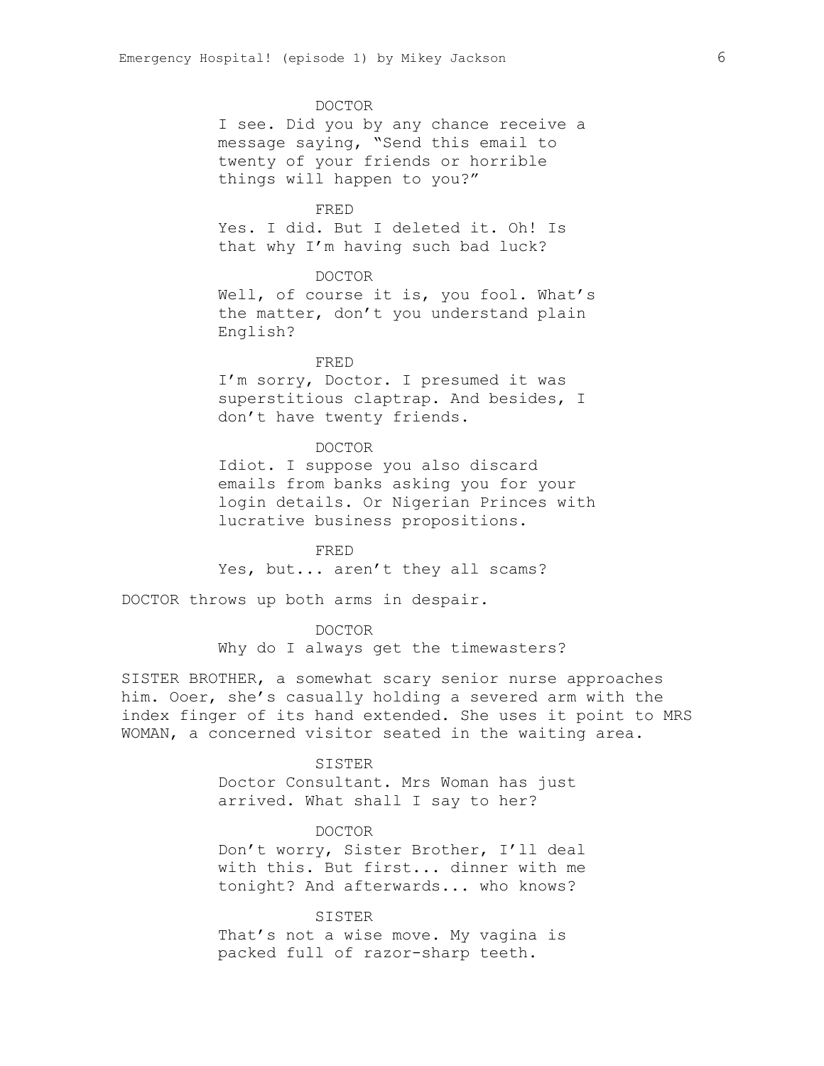DOCTOR

I see. Did you by any chance receive a message saying, "Send this email to twenty of your friends or horrible things will happen to you?"

FRED

Yes. I did. But I deleted it. Oh! Is that why I'm having such bad luck?

DOCTOR

Well, of course it is, you fool. What's the matter, don't you understand plain English?

FRED

I'm sorry, Doctor. I presumed it was superstitious claptrap. And besides, I don't have twenty friends.

DOCTOR

Idiot. I suppose you also discard emails from banks asking you for your login details. Or Nigerian Princes with lucrative business propositions.

FRED

Yes, but... aren't they all scams?

DOCTOR throws up both arms in despair.

DOCTOR

Why do I always get the timewasters?

SISTER BROTHER, a somewhat scary senior nurse approaches him. Ooer, she's casually holding a severed arm with the index finger of its hand extended. She uses it point to MRS WOMAN, a concerned visitor seated in the waiting area.

SISTER

Doctor Consultant. Mrs Woman has just arrived. What shall I say to her?

DOCTOR

Don't worry, Sister Brother, I'll deal with this. But first... dinner with me tonight? And afterwards... who knows?

SISTER

That's not a wise move. My vagina is packed full of razor-sharp teeth.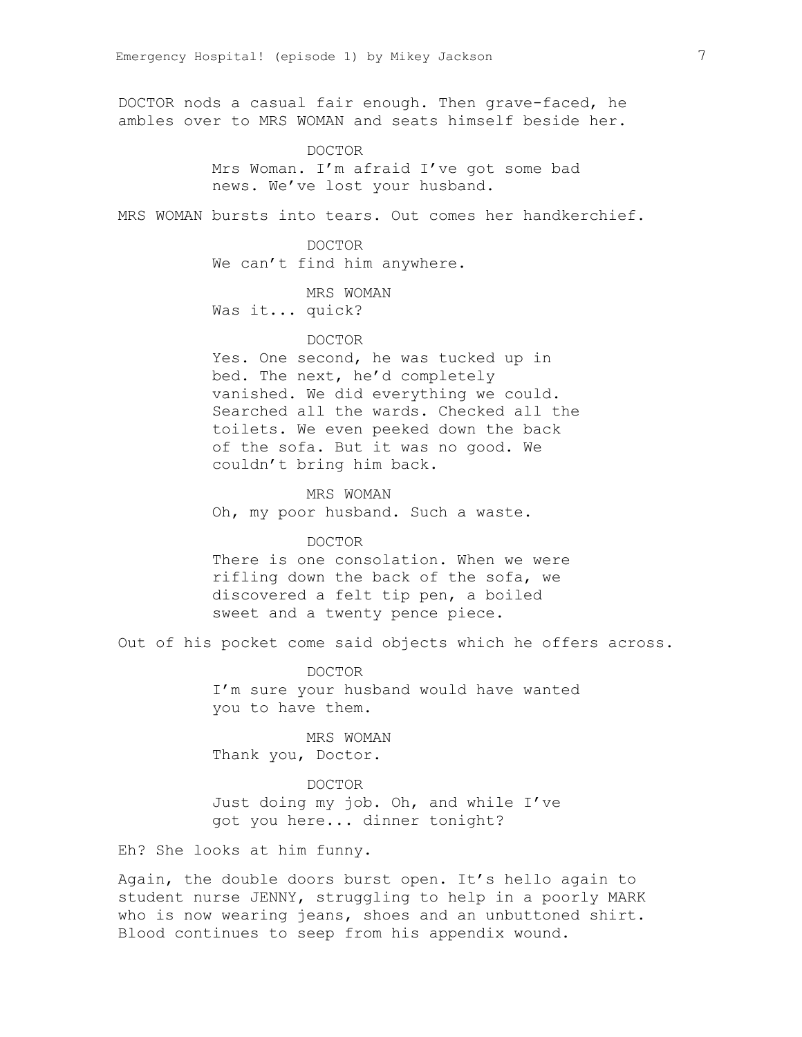DOCTOR nods a casual fair enough. Then grave-faced, he ambles over to MRS WOMAN and seats himself beside her.

DOCTOR
Mrs Woman. I'm afraid I've got some bad news. We've lost your husband.

MRS WOMAN bursts into tears. Out comes her handkerchief.

DOCTOR
We can't find him anywhere.

MRS WOMAN
Was it... quick?

DOCTOR
Yes. One second, he was tucked up in bed. The next, he'd completely vanished. We did everything we could. Searched all the wards. Checked all the toilets. We even peeked down the back of the sofa. But it was no good. We couldn't bring him back.

MRS WOMAN
Oh, my poor husband. Such a waste.

DOCTOR
There is one consolation. When we were rifling down the back of the sofa, we discovered a felt tip pen, a boiled sweet and a twenty pence piece.

Out of his pocket come said objects which he offers across.

DOCTOR
I'm sure your husband would have wanted you to have them.

MRS WOMAN
Thank you, Doctor.

DOCTOR
Just doing my job. Oh, and while I've got you here... dinner tonight?

Eh? She looks at him funny.

Again, the double doors burst open. It's hello again to student nurse JENNY, struggling to help in a poorly MARK who is now wearing jeans, shoes and an unbuttoned shirt. Blood continues to seep from his appendix wound.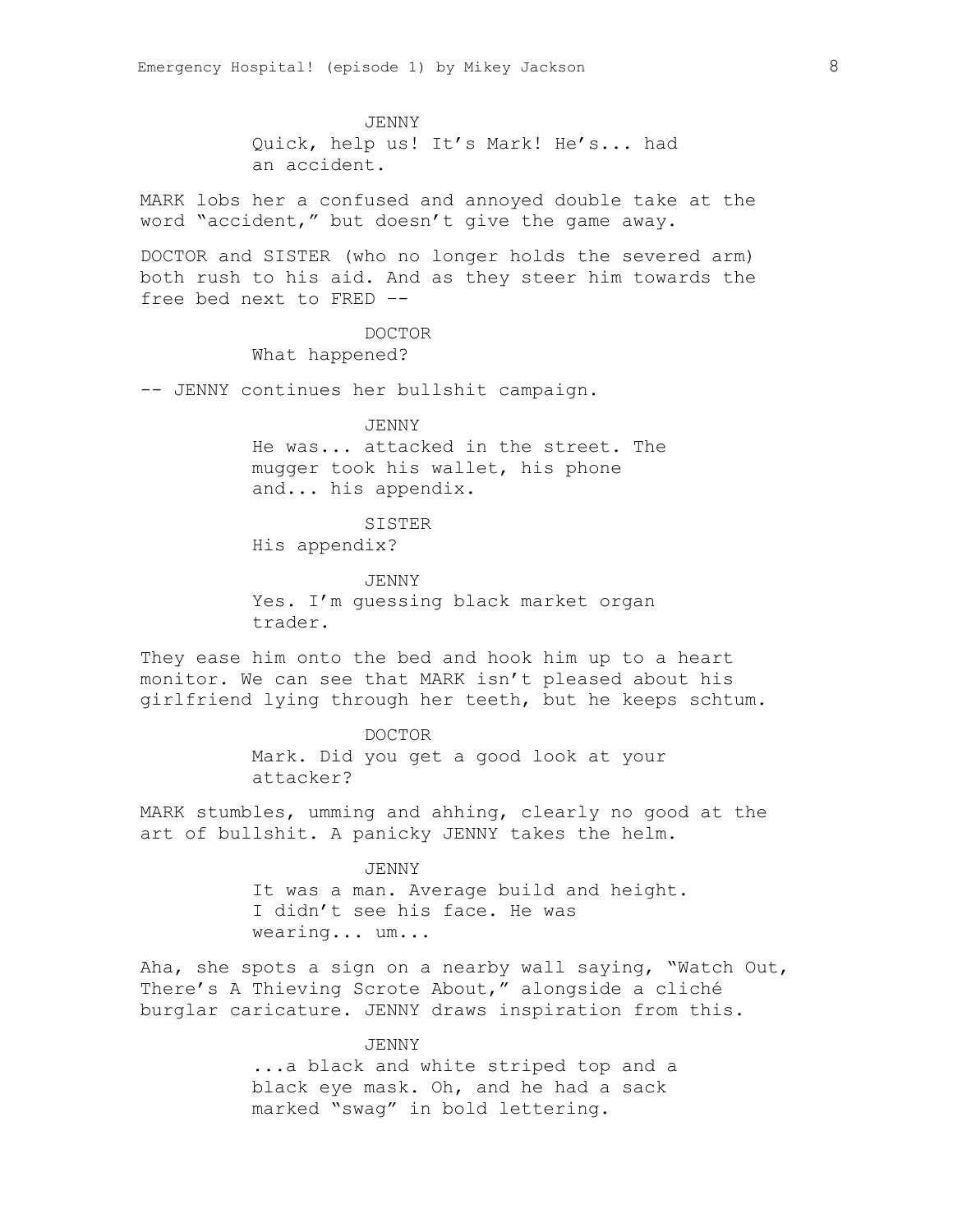JENNY

Quick, help us! It's Mark! He's... had an accident.

MARK lobs her a confused and annoyed double take at the word "accident," but doesn't give the game away.

DOCTOR and SISTER (who no longer holds the severed arm) both rush to his aid. And as they steer him towards the free bed next to FRED --

DOCTOR

What happened?

-- JENNY continues her bullshit campaign.

JENNY

He was... attacked in the street. The mugger took his wallet, his phone and... his appendix.

SISTER

His appendix?

JENNY

Yes. I'm guessing black market organ trader.

They ease him onto the bed and hook him up to a heart monitor. We can see that MARK isn't pleased about his girlfriend lying through her teeth, but he keeps schtum.

DOCTOR

Mark. Did you get a good look at your attacker?

MARK stumbles, umming and ahhing, clearly no good at the art of bullshit. A panicky JENNY takes the helm.

JENNY

It was a man. Average build and height. I didn't see his face. He was wearing... um...

Aha, she spots a sign on a nearby wall saying, "Watch Out, There's A Thieving Scrote About," alongside a cliché burglar caricature. JENNY draws inspiration from this.

JENNY

...a black and white striped top and a black eye mask. Oh, and he had a sack marked "swag" in bold lettering.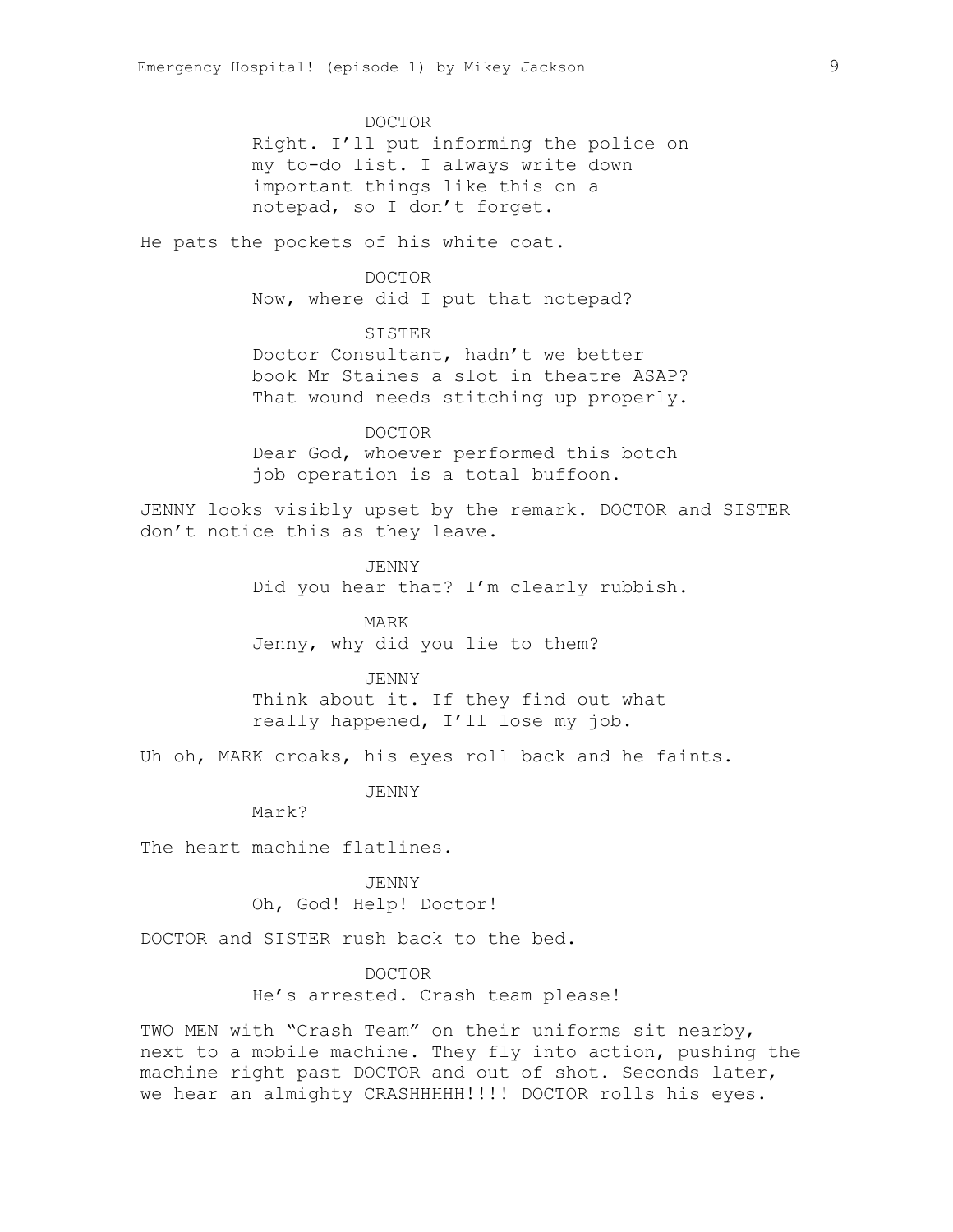DOCTOR
Right. I'll put informing the police on my to-do list. I always write down important things like this on a notepad, so I don't forget.

He pats the pockets of his white coat.

DOCTOR
Now, where did I put that notepad?

SISTER
Doctor Consultant, hadn't we better book Mr Staines a slot in theatre ASAP? That wound needs stitching up properly.

DOCTOR
Dear God, whoever performed this botch job operation is a total buffoon.

JENNY looks visibly upset by the remark. DOCTOR and SISTER don't notice this as they leave.

JENNY
Did you hear that? I'm clearly rubbish.

MARK
Jenny, why did you lie to them?

JENNY
Think about it. If they find out what really happened, I'll lose my job.

Uh oh, MARK croaks, his eyes roll back and he faints.

JENNY
Mark?

The heart machine flatlines.

JENNY
Oh, God! Help! Doctor!

DOCTOR and SISTER rush back to the bed.

DOCTOR
He's arrested. Crash team please!

TWO MEN with "Crash Team" on their uniforms sit nearby, next to a mobile machine. They fly into action, pushing the machine right past DOCTOR and out of shot. Seconds later, we hear an almighty CRASHHHHH!!!! DOCTOR rolls his eyes.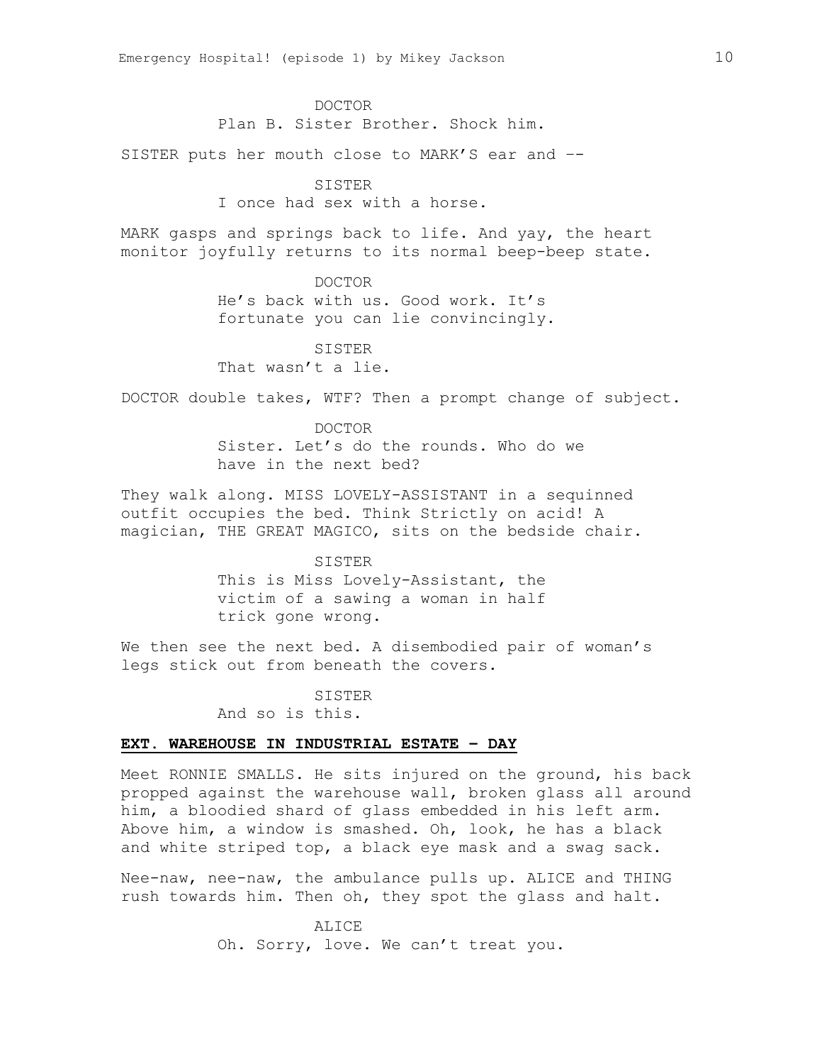DOCTOR

Plan B. Sister Brother. Shock him.

SISTER puts her mouth close to MARK'S ear and --

SISTER

I once had sex with a horse.

MARK gasps and springs back to life. And yay, the heart monitor joyfully returns to its normal beep-beep state.

DOCTOR

He's back with us. Good work. It's fortunate you can lie convincingly.

SISTER

That wasn't a lie.

DOCTOR double takes, WTF? Then a prompt change of subject.

DOCTOR

Sister. Let's do the rounds. Who do we have in the next bed?

They walk along. MISS LOVELY-ASSISTANT in a sequinned outfit occupies the bed. Think Strictly on acid! A magician, THE GREAT MAGICO, sits on the bedside chair.

SISTER

This is Miss Lovely-Assistant, the victim of a sawing a woman in half trick gone wrong.

We then see the next bed. A disembodied pair of woman's legs stick out from beneath the covers.

SISTER

And so is this.

**EXT. WAREHOUSE IN INDUSTRIAL ESTATE - DAY**

Meet RONNIE SMALLS. He sits injured on the ground, his back propped against the warehouse wall, broken glass all around him, a bloodied shard of glass embedded in his left arm. Above him, a window is smashed. Oh, look, he has a black and white striped top, a black eye mask and a swag sack.

Nee-naw, nee-naw, the ambulance pulls up. ALICE and THING rush towards him. Then oh, they spot the glass and halt.

ALICE

Oh. Sorry, love. We can't treat you.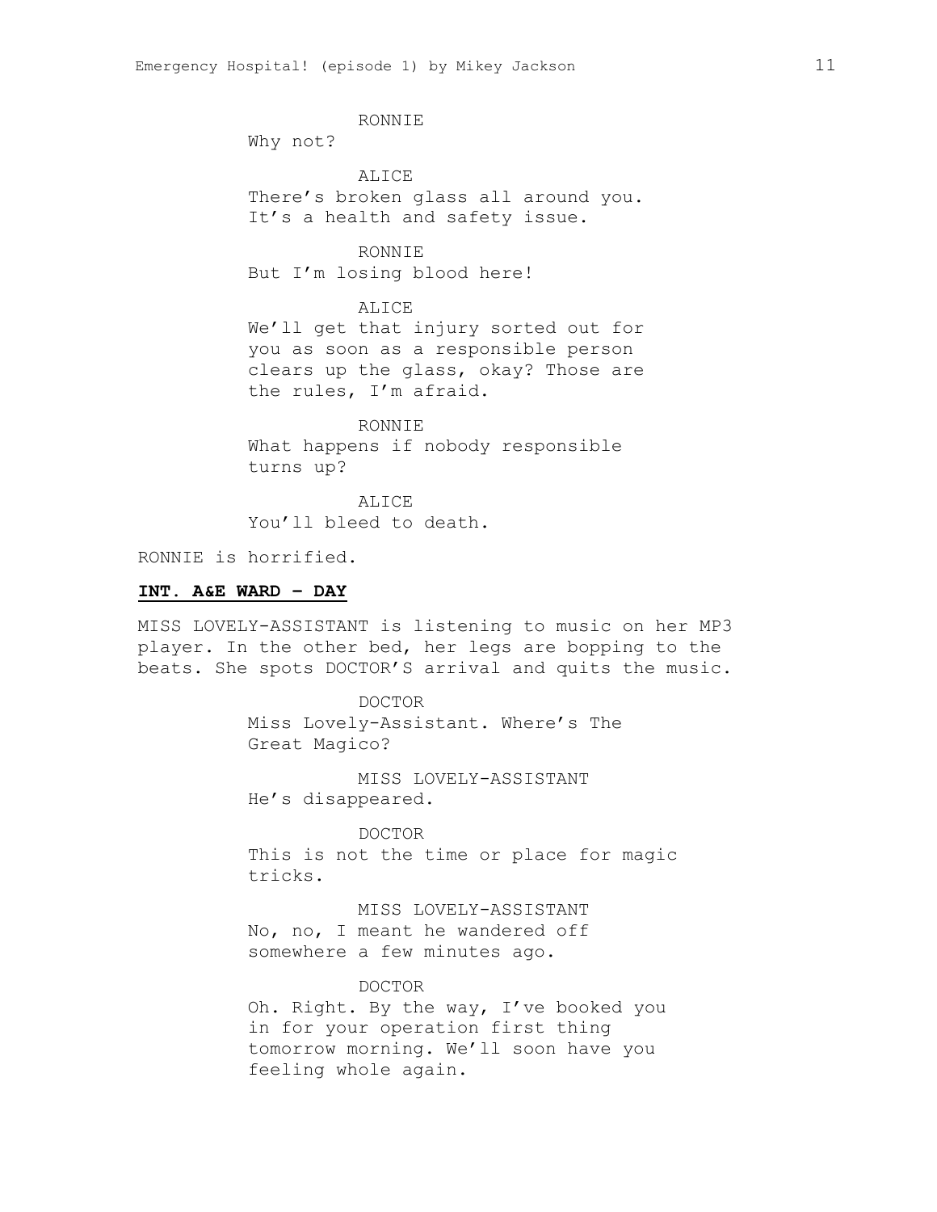RONNIE

Why not?

ALICE

There's broken glass all around you. It's a health and safety issue.

RONNIE

But I'm losing blood here!

ALICE

We'll get that injury sorted out for you as soon as a responsible person clears up the glass, okay? Those are the rules, I'm afraid.

RONNIE

What happens if nobody responsible turns up?

ALICE

You'll bleed to death.

RONNIE is horrified.

**INT. A&E WARD – DAY**

MISS LOVELY-ASSISTANT is listening to music on her MP3 player. In the other bed, her legs are bopping to the beats. She spots DOCTOR'S arrival and quits the music.

DOCTOR

Miss Lovely-Assistant. Where's The Great Magico?

MISS LOVELY-ASSISTANT

He's disappeared.

DOCTOR

This is not the time or place for magic tricks.

MISS LOVELY-ASSISTANT

No, no, I meant he wandered off somewhere a few minutes ago.

DOCTOR

Oh. Right. By the way, I've booked you in for your operation first thing tomorrow morning. We'll soon have you feeling whole again.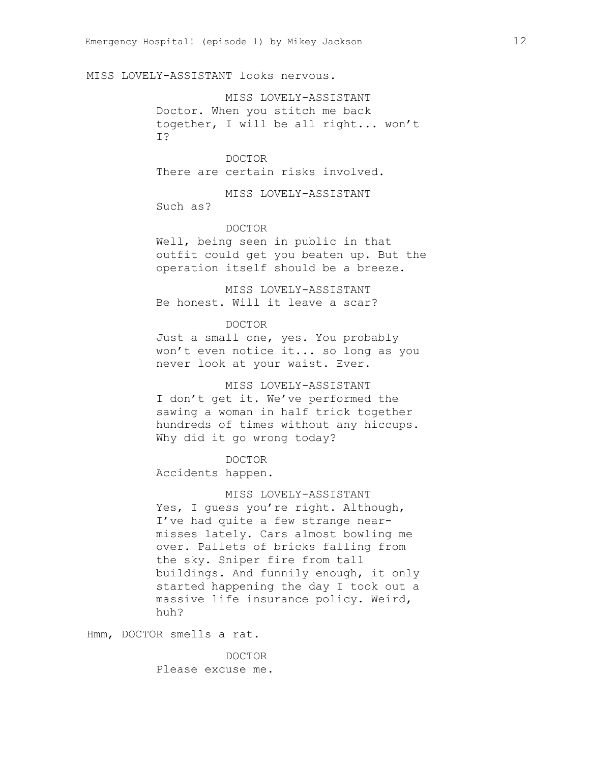MISS LOVELY-ASSISTANT looks nervous.

MISS LOVELY-ASSISTANT
Doctor. When you stitch me back together, I will be all right... won't I?

DOCTOR
There are certain risks involved.

MISS LOVELY-ASSISTANT
Such as?

DOCTOR
Well, being seen in public in that outfit could get you beaten up. But the operation itself should be a breeze.

MISS LOVELY-ASSISTANT
Be honest. Will it leave a scar?

DOCTOR
Just a small one, yes. You probably won't even notice it... so long as you never look at your waist. Ever.

MISS LOVELY-ASSISTANT
I don't get it. We've performed the sawing a woman in half trick together hundreds of times without any hiccups. Why did it go wrong today?

DOCTOR
Accidents happen.

MISS LOVELY-ASSISTANT
Yes, I guess you're right. Although, I've had quite a few strange near-misses lately. Cars almost bowling me over. Pallets of bricks falling from the sky. Sniper fire from tall buildings. And funnily enough, it only started happening the day I took out a massive life insurance policy. Weird, huh?

Hmm, DOCTOR smells a rat.

DOCTOR
Please excuse me.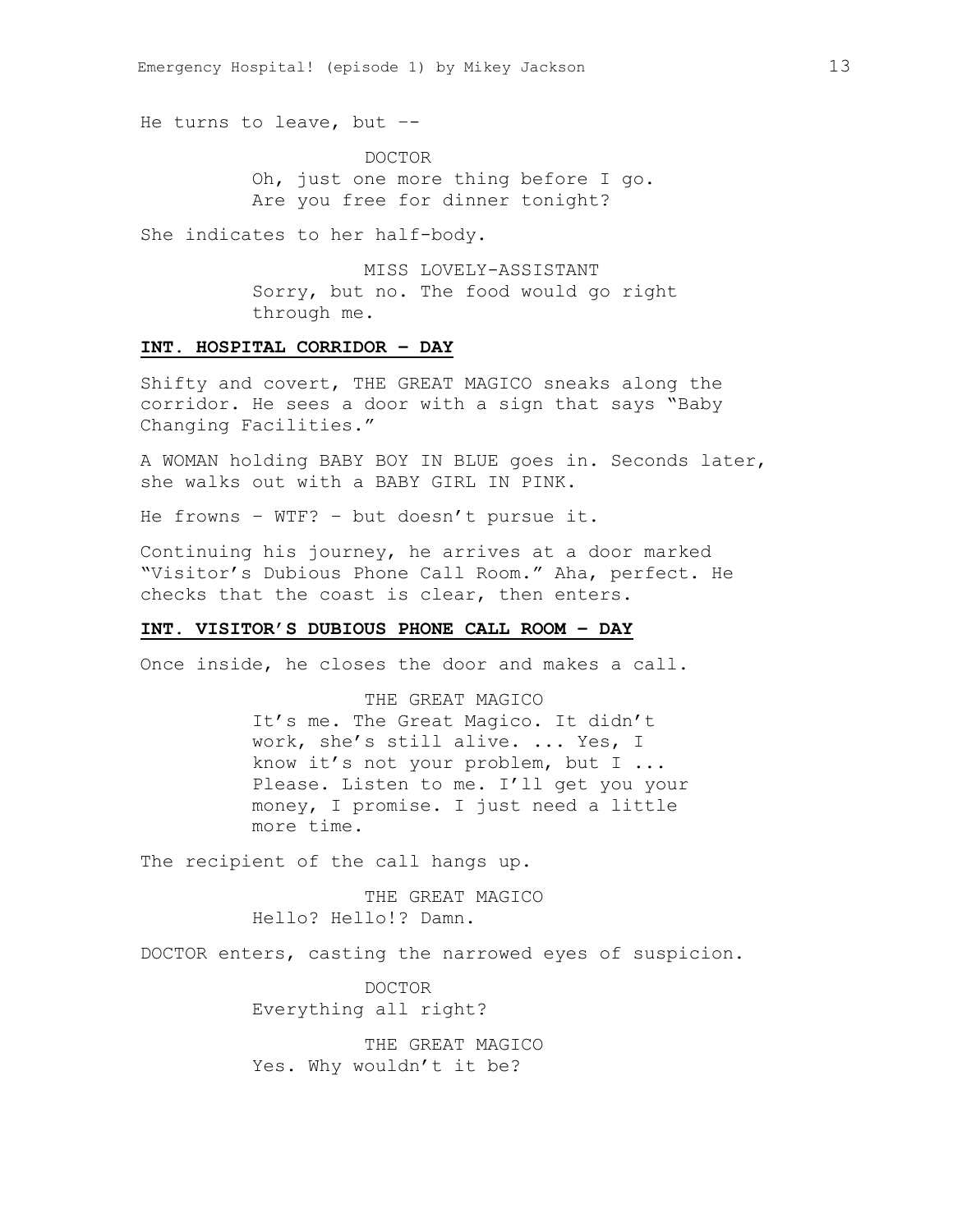He turns to leave, but --

DOCTOR
Oh, just one more thing before I go. Are you free for dinner tonight?

She indicates to her half-body.

MISS LOVELY-ASSISTANT
Sorry, but no. The food would go right through me.

**INT. HOSPITAL CORRIDOR – DAY**

Shifty and covert, THE GREAT MAGICO sneaks along the corridor. He sees a door with a sign that says "Baby Changing Facilities."

A WOMAN holding BABY BOY IN BLUE goes in. Seconds later, she walks out with a BABY GIRL IN PINK.

He frowns – WTF? – but doesn't pursue it.

Continuing his journey, he arrives at a door marked "Visitor's Dubious Phone Call Room." Aha, perfect. He checks that the coast is clear, then enters.

**INT. VISITOR'S DUBIOUS PHONE CALL ROOM – DAY**

Once inside, he closes the door and makes a call.

THE GREAT MAGICO
It's me. The Great Magico. It didn't work, she's still alive. ... Yes, I know it's not your problem, but I ... Please. Listen to me. I'll get you your money, I promise. I just need a little more time.

The recipient of the call hangs up.

THE GREAT MAGICO
Hello? Hello!? Damn.

DOCTOR enters, casting the narrowed eyes of suspicion.

DOCTOR
Everything all right?

THE GREAT MAGICO
Yes. Why wouldn't it be?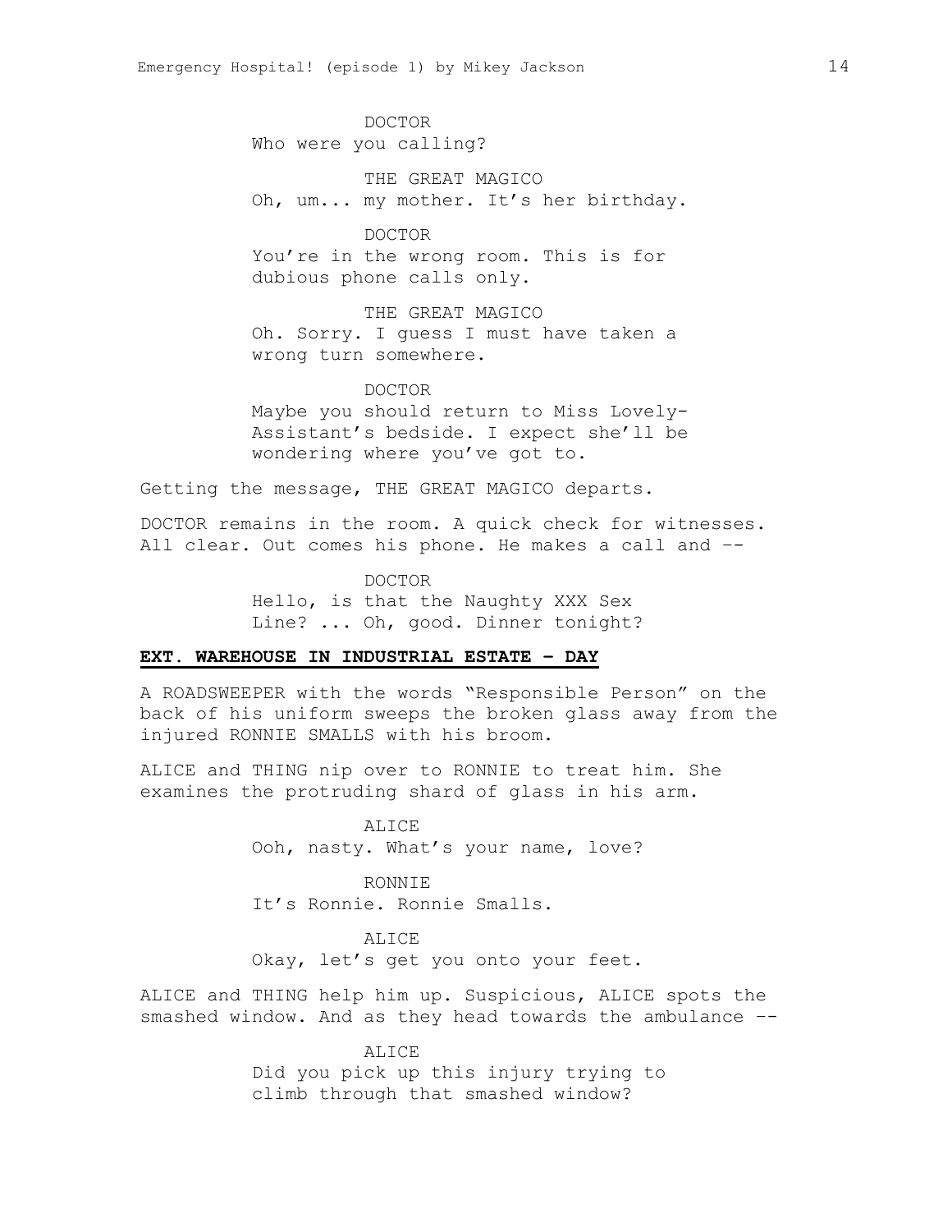DOCTOR
Who were you calling?

THE GREAT MAGICO
Oh, um... my mother. It's her birthday.

DOCTOR
You're in the wrong room. This is for dubious phone calls only.

THE GREAT MAGICO
Oh. Sorry. I guess I must have taken a wrong turn somewhere.

DOCTOR
Maybe you should return to Miss Lovely-Assistant's bedside. I expect she'll be wondering where you've got to.

Getting the message, THE GREAT MAGICO departs.

DOCTOR remains in the room. A quick check for witnesses. All clear. Out comes his phone. He makes a call and --

DOCTOR
Hello, is that the Naughty XXX Sex Line? ... Oh, good. Dinner tonight?

**EXT. WAREHOUSE IN INDUSTRIAL ESTATE – DAY**

A ROADSWEEPER with the words "Responsible Person" on the back of his uniform sweeps the broken glass away from the injured RONNIE SMALLS with his broom.

ALICE and THING nip over to RONNIE to treat him. She examines the protruding shard of glass in his arm.

ALICE
Ooh, nasty. What's your name, love?

RONNIE
It's Ronnie. Ronnie Smalls.

ALICE
Okay, let's get you onto your feet.

ALICE and THING help him up. Suspicious, ALICE spots the smashed window. And as they head towards the ambulance --

ALICE
Did you pick up this injury trying to climb through that smashed window?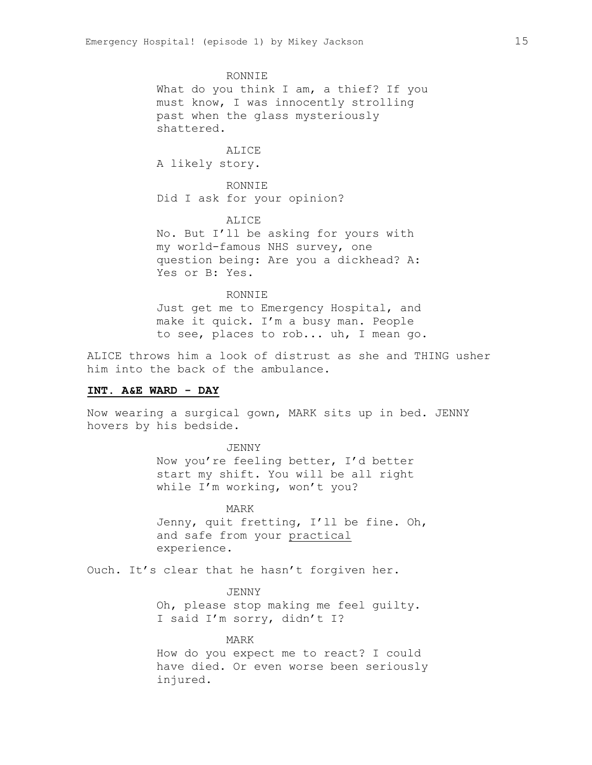RONNIE

What do you think I am, a thief? If you must know, I was innocently strolling past when the glass mysteriously shattered.

ALICE

A likely story.

RONNIE

Did I ask for your opinion?

ALICE

No. But I'll be asking for yours with my world-famous NHS survey, one question being: Are you a dickhead? A: Yes or B: Yes.

RONNIE

Just get me to Emergency Hospital, and make it quick. I'm a busy man. People to see, places to rob... uh, I mean go.

ALICE throws him a look of distrust as she and THING usher him into the back of the ambulance.

**INT. A&E WARD - DAY**

Now wearing a surgical gown, MARK sits up in bed. JENNY hovers by his bedside.

JENNY

Now you're feeling better, I'd better start my shift. You will be all right while I'm working, won't you?

MARK

Jenny, quit fretting, I'll be fine. Oh, and safe from your <u>practical</u> experience.

Ouch. It's clear that he hasn't forgiven her.

JENNY

Oh, please stop making me feel guilty. I said I'm sorry, didn't I?

MARK

How do you expect me to react? I could have died. Or even worse been seriously injured.